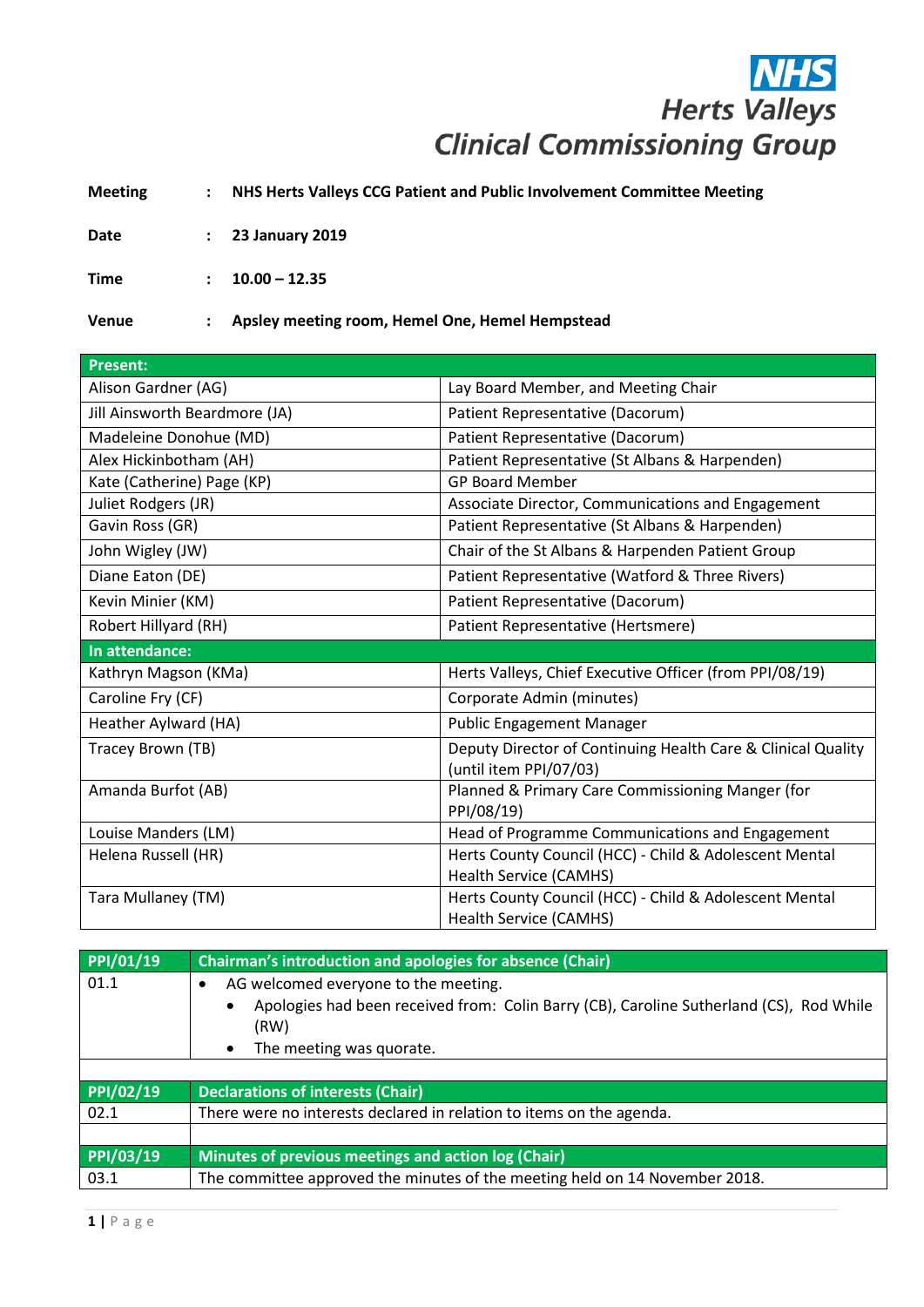**NHS**
**Herts Valleys**
**Clinical Commissioning Group**

| | | |
|---|---|---|
| **Meeting** | : | **NHS Herts Valleys CCG Patient and Public Involvement Committee Meeting** |
| **Date** | : | **23 January 2019** |
| **Time** | : | **10.00 – 12.35** |
| **Venue** | : | **Apsley meeting room, Hemel One, Hemel Hempstead** |

| **Present:** | |
|---|---|
| Alison Gardner (AG) | Lay Board Member, and Meeting Chair |
| Jill Ainsworth Beardmore (JA) | Patient Representative (Dacorum) |
| Madeleine Donohue (MD) | Patient Representative (Dacorum) |
| Alex Hickinbotham (AH) | Patient Representative (St Albans & Harpenden) |
| Kate (Catherine) Page (KP) | GP Board Member |
| Juliet Rodgers (JR) | Associate Director, Communications and Engagement |
| Gavin Ross (GR) | Patient Representative (St Albans & Harpenden) |
| John Wigley (JW) | Chair of the St Albans & Harpenden Patient Group |
| Diane Eaton (DE) | Patient Representative (Watford & Three Rivers) |
| Kevin Minier (KM) | Patient Representative (Dacorum) |
| Robert Hillyard (RH) | Patient Representative (Hertsmere) |
| **In attendance:** | |
| Kathryn Magson (KMa) | Herts Valleys, Chief Executive Officer (from PPI/08/19) |
| Caroline Fry (CF) | Corporate Admin (minutes) |
| Heather Aylward (HA) | Public Engagement Manager |
| Tracey Brown (TB) | Deputy Director of Continuing Health Care & Clinical Quality (until item PPI/07/03) |
| Amanda Burfot (AB) | Planned & Primary Care Commissioning Manger (for PPI/08/19) |
| Louise Manders (LM) | Head of Programme Communications and Engagement |
| Helena Russell (HR) | Herts County Council (HCC) - Child & Adolescent Mental Health Service (CAMHS) |
| Tara Mullaney (TM) | Herts County Council (HCC) - Child & Adolescent Mental Health Service (CAMHS) |

| **PPI/01/19** | **Chairman's introduction and apologies for absence (Chair)** |
|---|---|
| 01.1 | • AG welcomed everyone to the meeting.<br>  • Apologies had been received from: Colin Barry (CB), Caroline Sutherland (CS), Rod While (RW)<br>  • The meeting was quorate. |
| | |
| **PPI/02/19** | **Declarations of interests (Chair)** |
| 02.1 | There were no interests declared in relation to items on the agenda. |
| | |
| **PPI/03/19** | **Minutes of previous meetings and action log (Chair)** |
| 03.1 | The committee approved the minutes of the meeting held on 14 November 2018. |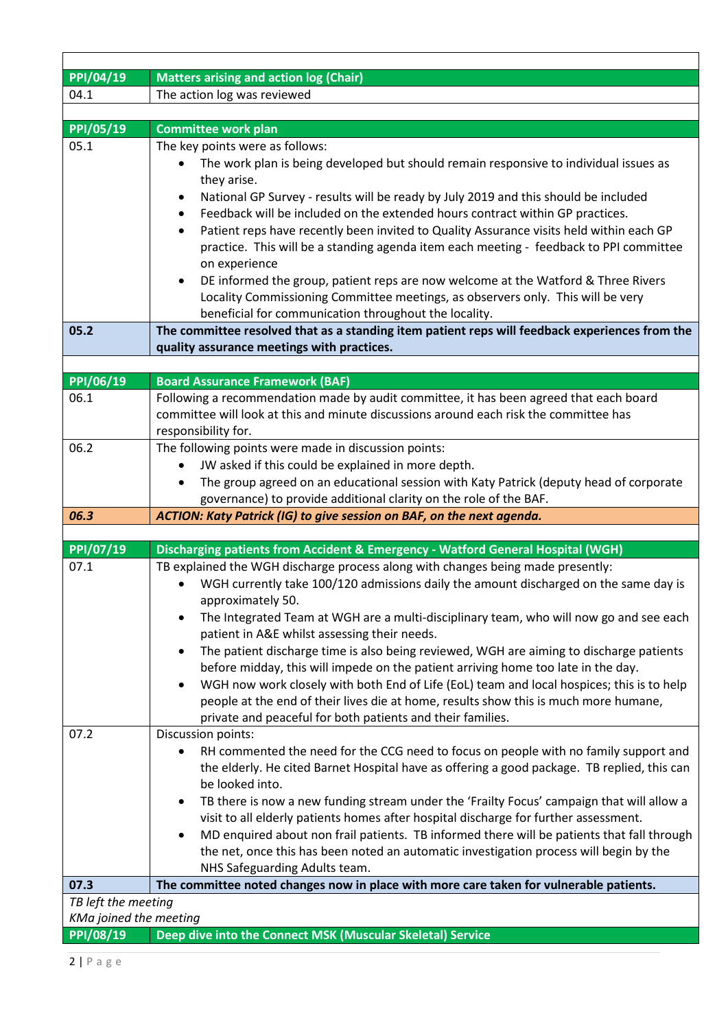| | |
|---|---|
| **PPI/04/19** | **Matters arising and action log (Chair)** |
| 04.1 | The action log was reviewed |
| | |
| **PPI/05/19** | **Committee work plan** |
| 05.1 | The key points were as follows:<br>• The work plan is being developed but should remain responsive to individual issues as they arise.<br>• National GP Survey - results will be ready by July 2019 and this should be included<br>• Feedback will be included on the extended hours contract within GP practices.<br>• Patient reps have recently been invited to Quality Assurance visits held within each GP practice. This will be a standing agenda item each meeting - feedback to PPI committee on experience<br>• DE informed the group, patient reps are now welcome at the Watford & Three Rivers Locality Commissioning Committee meetings, as observers only. This will be very beneficial for communication throughout the locality. |
| **05.2** | **The committee resolved that as a standing item patient reps will feedback experiences from the quality assurance meetings with practices.** |
| | |
| **PPI/06/19** | **Board Assurance Framework (BAF)** |
| 06.1 | Following a recommendation made by audit committee, it has been agreed that each board committee will look at this and minute discussions around each risk the committee has responsibility for. |
| 06.2 | The following points were made in discussion points:<br>• JW asked if this could be explained in more depth.<br>• The group agreed on an educational session with Katy Patrick (deputy head of corporate governance) to provide additional clarity on the role of the BAF. |
| ***06.3*** | ***ACTION: Katy Patrick (IG) to give session on BAF, on the next agenda.*** |
| | |
| **PPI/07/19** | **Discharging patients from Accident & Emergency - Watford General Hospital (WGH)** |
| 07.1 | TB explained the WGH discharge process along with changes being made presently:<br>• WGH currently take 100/120 admissions daily the amount discharged on the same day is approximately 50.<br>• The Integrated Team at WGH are a multi-disciplinary team, who will now go and see each patient in A&E whilst assessing their needs.<br>• The patient discharge time is also being reviewed, WGH are aiming to discharge patients before midday, this will impede on the patient arriving home too late in the day.<br>• WGH now work closely with both End of Life (EoL) team and local hospices; this is to help people at the end of their lives die at home, results show this is much more humane, private and peaceful for both patients and their families. |
| 07.2 | Discussion points:<br>• RH commented the need for the CCG need to focus on people with no family support and the elderly. He cited Barnet Hospital have as offering a good package. TB replied, this can be looked into.<br>• TB there is now a new funding stream under the 'Frailty Focus' campaign that will allow a visit to all elderly patients homes after hospital discharge for further assessment.<br>• MD enquired about non frail patients. TB informed there will be patients that fall through the net, once this has been noted an automatic investigation process will begin by the NHS Safeguarding Adults team. |
| **07.3** | **The committee noted changes now in place with more care taken for vulnerable patients.** |
| *TB left the meeting*<br>*KMa joined the meeting* | |
| **PPI/08/19** | **Deep dive into the Connect MSK (Muscular Skeletal) Service** |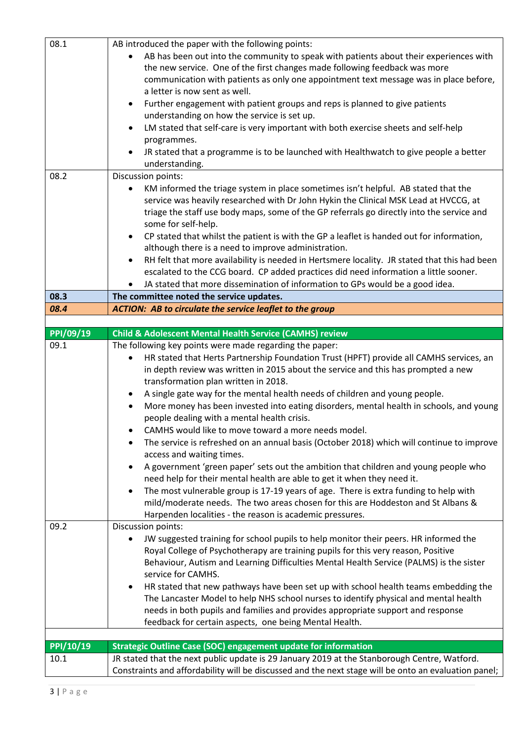| | |
|---|---|
| 08.1 | AB introduced the paper with the following points:<br>• AB has been out into the community to speak with patients about their experiences with the new service. One of the first changes made following feedback was more communication with patients as only one appointment text message was in place before, a letter is now sent as well.<br>• Further engagement with patient groups and reps is planned to give patients understanding on how the service is set up.<br>• LM stated that self-care is very important with both exercise sheets and self-help programmes.<br>• JR stated that a programme is to be launched with Healthwatch to give people a better understanding. |
| 08.2 | Discussion points:<br>• KM informed the triage system in place sometimes isn't helpful. AB stated that the service was heavily researched with Dr John Hykin the Clinical MSK Lead at HVCCG, at triage the staff use body maps, some of the GP referrals go directly into the service and some for self-help.<br>• CP stated that whilst the patient is with the GP a leaflet is handed out for information, although there is a need to improve administration.<br>• RH felt that more availability is needed in Hertsmere locality. JR stated that this had been escalated to the CCG board. CP added practices did need information a little sooner.<br>• JA stated that more dissemination of information to GPs would be a good idea. |
| **08.3** | **The committee noted the service updates.** |
| ***08.4*** | ***ACTION: AB to circulate the service leaflet to the group*** |
| | |
| **PPI/09/19** | **Child & Adolescent Mental Health Service (CAMHS) review** |
| 09.1 | The following key points were made regarding the paper:<br>• HR stated that Herts Partnership Foundation Trust (HPFT) provide all CAMHS services, an in depth review was written in 2015 about the service and this has prompted a new transformation plan written in 2018.<br>• A single gate way for the mental health needs of children and young people.<br>• More money has been invested into eating disorders, mental health in schools, and young people dealing with a mental health crisis.<br>• CAMHS would like to move toward a more needs model.<br>• The service is refreshed on an annual basis (October 2018) which will continue to improve access and waiting times.<br>• A government 'green paper' sets out the ambition that children and young people who need help for their mental health are able to get it when they need it.<br>• The most vulnerable group is 17-19 years of age. There is extra funding to help with mild/moderate needs. The two areas chosen for this are Hoddeston and St Albans & Harpenden localities - the reason is academic pressures. |
| 09.2 | Discussion points:<br>• JW suggested training for school pupils to help monitor their peers. HR informed the Royal College of Psychotherapy are training pupils for this very reason, Positive Behaviour, Autism and Learning Difficulties Mental Health Service (PALMS) is the sister service for CAMHS.<br>• HR stated that new pathways have been set up with school health teams embedding the The Lancaster Model to help NHS school nurses to identify physical and mental health needs in both pupils and families and provides appropriate support and response feedback for certain aspects, one being Mental Health. |
| | |
| **PPI/10/19** | **Strategic Outline Case (SOC) engagement update for information** |
| 10.1 | JR stated that the next public update is 29 January 2019 at the Stanborough Centre, Watford. Constraints and affordability will be discussed and the next stage will be onto an evaluation panel; |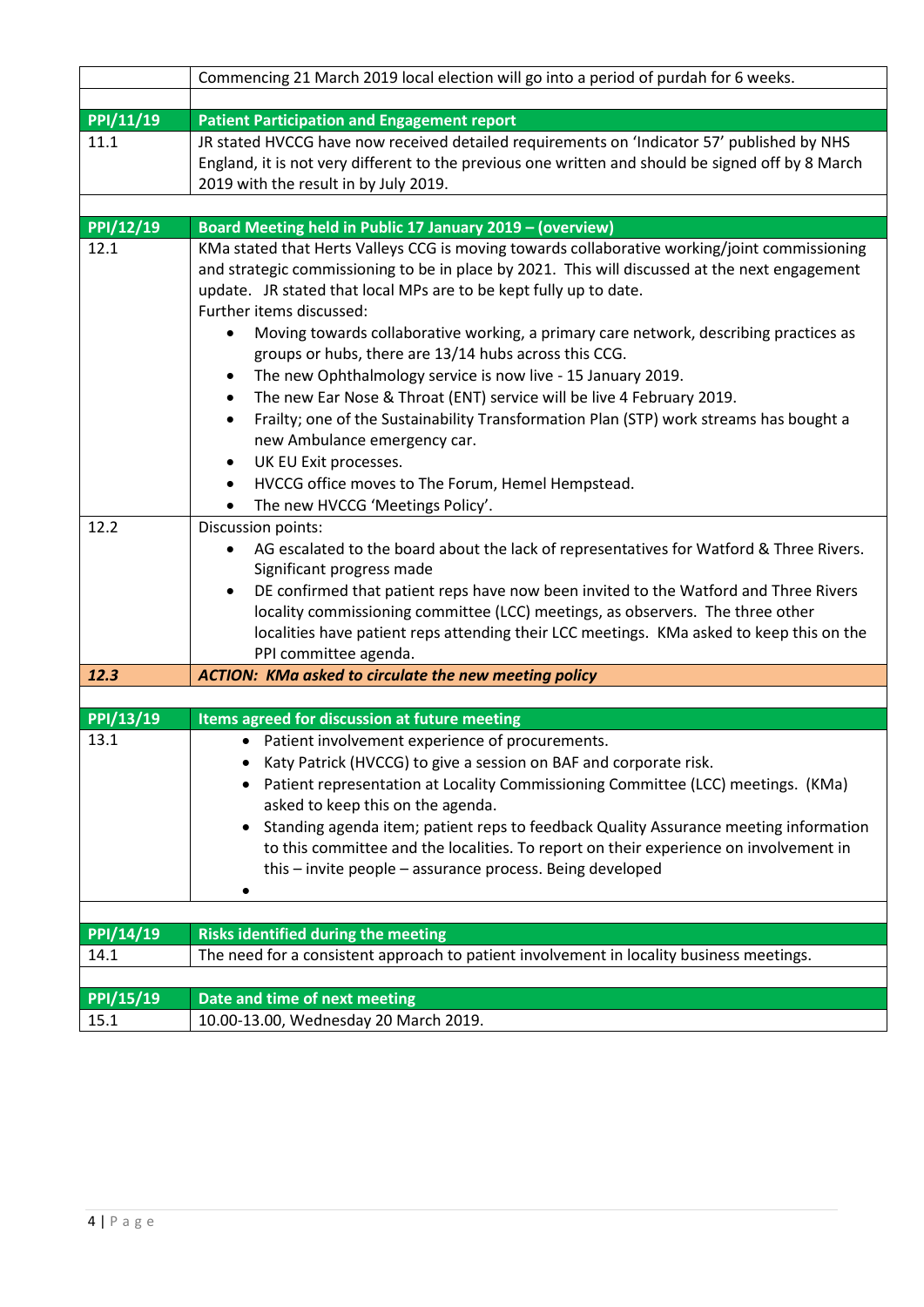| | |
|---|---|
| | Commencing 21 March 2019 local election will go into a period of purdah for 6 weeks. |
| | |
| **PPI/11/19** | **Patient Participation and Engagement report** |
| 11.1 | JR stated HVCCG have now received detailed requirements on 'Indicator 57' published by NHS England, it is not very different to the previous one written and should be signed off by 8 March 2019 with the result in by July 2019. |
| | |
| **PPI/12/19** | **Board Meeting held in Public 17 January 2019 – (overview)** |
| 12.1 | KMa stated that Herts Valleys CCG is moving towards collaborative working/joint commissioning and strategic commissioning to be in place by 2021. This will discussed at the next engagement update. JR stated that local MPs are to be kept fully up to date.<br>Further items discussed:<br>• Moving towards collaborative working, a primary care network, describing practices as groups or hubs, there are 13/14 hubs across this CCG.<br>• The new Ophthalmology service is now live - 15 January 2019.<br>• The new Ear Nose & Throat (ENT) service will be live 4 February 2019.<br>• Frailty; one of the Sustainability Transformation Plan (STP) work streams has bought a new Ambulance emergency car.<br>• UK EU Exit processes.<br>• HVCCG office moves to The Forum, Hemel Hempstead.<br>• The new HVCCG 'Meetings Policy'. |
| 12.2 | Discussion points:<br>• AG escalated to the board about the lack of representatives for Watford & Three Rivers. Significant progress made<br>• DE confirmed that patient reps have now been invited to the Watford and Three Rivers locality commissioning committee (LCC) meetings, as observers. The three other localities have patient reps attending their LCC meetings. KMa asked to keep this on the PPI committee agenda. |
| ***12.3*** | ***ACTION: KMa asked to circulate the new meeting policy*** |
| | |
| **PPI/13/19** | **Items agreed for discussion at future meeting** |
| 13.1 | • Patient involvement experience of procurements.<br>• Katy Patrick (HVCCG) to give a session on BAF and corporate risk.<br>• Patient representation at Locality Commissioning Committee (LCC) meetings. (KMa) asked to keep this on the agenda.<br>• Standing agenda item; patient reps to feedback Quality Assurance meeting information to this committee and the localities. To report on their experience on involvement in this – invite people – assurance process. Being developed<br>• |
| | |
| **PPI/14/19** | **Risks identified during the meeting** |
| 14.1 | The need for a consistent approach to patient involvement in locality business meetings. |
| | |
| **PPI/15/19** | **Date and time of next meeting** |
| 15.1 | 10.00-13.00, Wednesday 20 March 2019. |